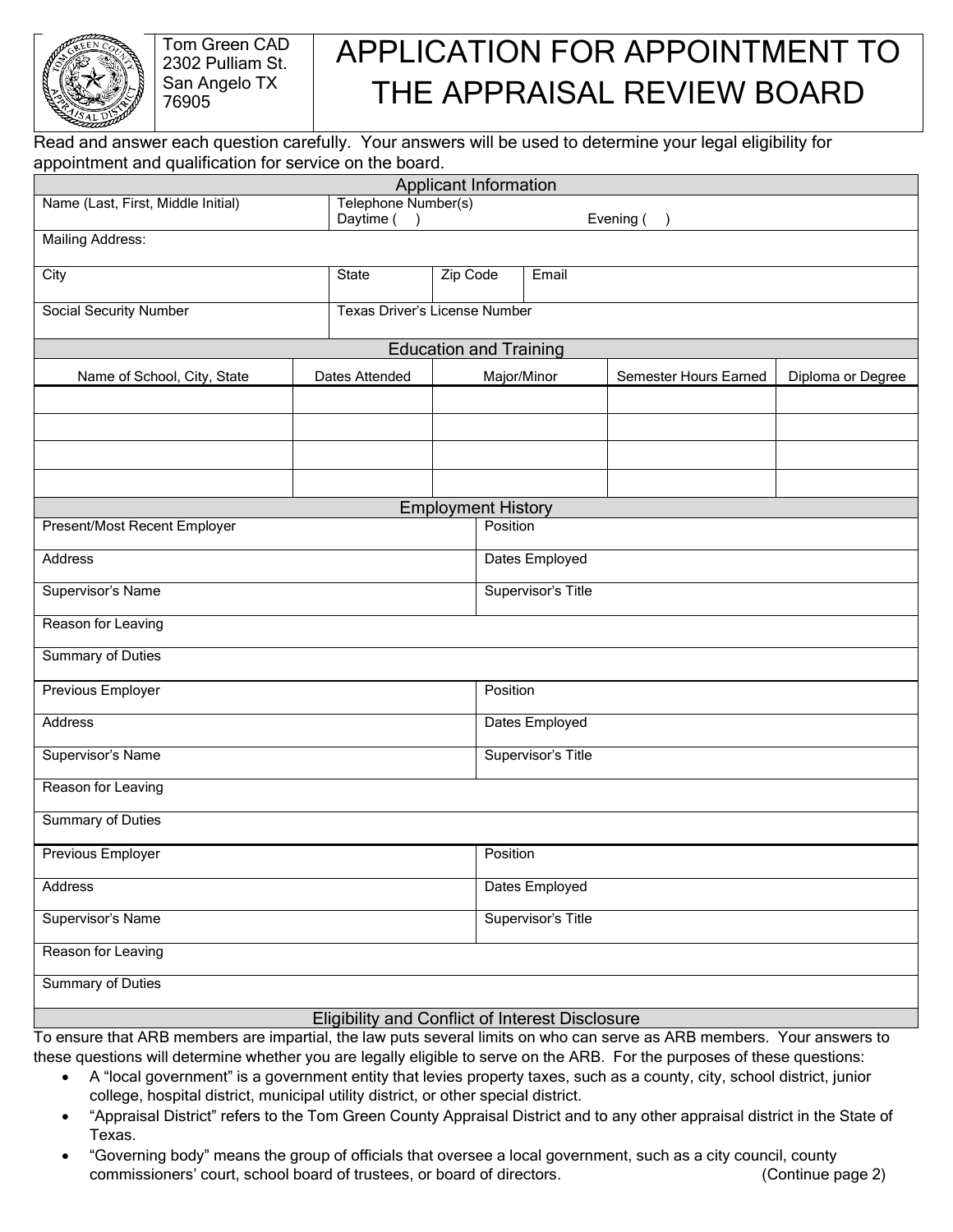Tom Green CAD
2302 Pulliam St.
San Angelo TX
76905

# APPLICATION FOR APPOINTMENT TO THE APPRAISAL REVIEW BOARD

Read and answer each question carefully. Your answers will be used to determine your legal eligibility for appointment and qualification for service on the board.

## Applicant Information

| Name (Last, First, Middle Initial) | Telephone Number(s) Daytime ( ) | | Evening ( ) |
|---|---|---|---|
| Mailing Address: | | | |
| City | State | Zip Code | Email |
| Social Security Number | Texas Driver's License Number | | |

## Education and Training

| Name of School, City, State | Dates Attended | Major/Minor | Semester Hours Earned | Diploma or Degree |
|---|---|---|---|---|
| | | | | |
| | | | | |
| | | | | |
| | | | | |

## Employment History

| Present/Most Recent Employer | Position |
|---|---|
| Address | Dates Employed |
| Supervisor's Name | Supervisor's Title |
| Reason for Leaving | |
| Summary of Duties | |

| Previous Employer | Position |
|---|---|
| Address | Dates Employed |
| Supervisor's Name | Supervisor's Title |
| Reason for Leaving | |
| Summary of Duties | |

| Previous Employer | Position |
|---|---|
| Address | Dates Employed |
| Supervisor's Name | Supervisor's Title |
| Reason for Leaving | |
| Summary of Duties | |

## Eligibility and Conflict of Interest Disclosure

To ensure that ARB members are impartial, the law puts several limits on who can serve as ARB members. Your answers to these questions will determine whether you are legally eligible to serve on the ARB. For the purposes of these questions:

- A "local government" is a government entity that levies property taxes, such as a county, city, school district, junior college, hospital district, municipal utility district, or other special district.
- "Appraisal District" refers to the Tom Green County Appraisal District and to any other appraisal district in the State of Texas.
- "Governing body" means the group of officials that oversee a local government, such as a city council, county commissioners' court, school board of trustees, or board of directors.

(Continue page 2)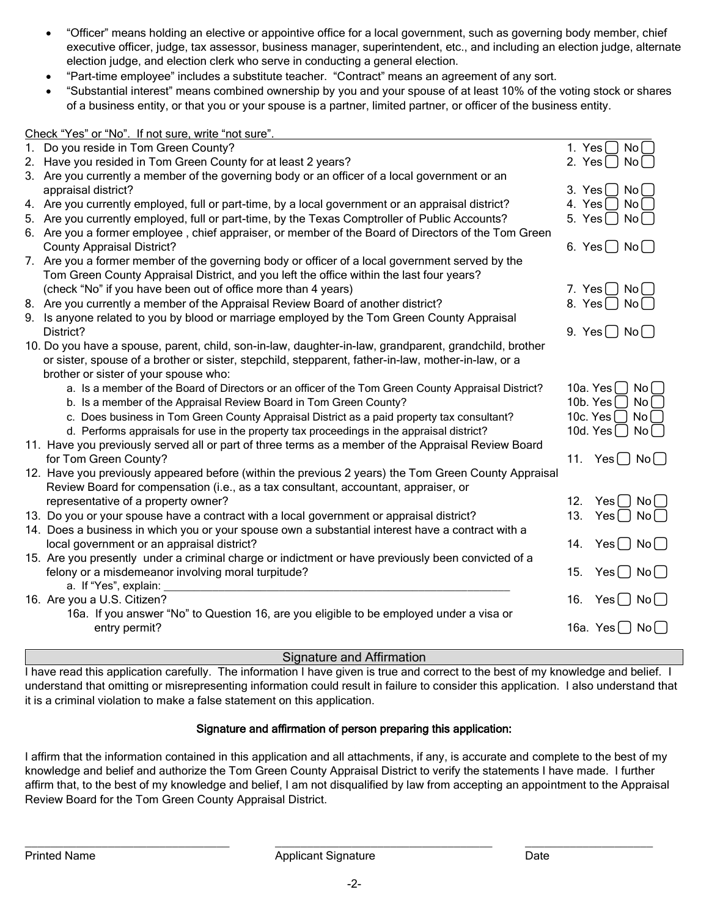- "Officer" means holding an elective or appointive office for a local government, such as governing body member, chief executive officer, judge, tax assessor, business manager, superintendent, etc., and including an election judge, alternate election judge, and election clerk who serve in conducting a general election.
- "Part-time employee" includes a substitute teacher. "Contract" means an agreement of any sort.
- "Substantial interest" means combined ownership by you and your spouse of at least 10% of the voting stock or shares of a business entity, or that you or your spouse is a partner, limited partner, or officer of the business entity.

Check "Yes" or "No". If not sure, write "not sure".

| | |
|---|---|
| 1. Do you reside in Tom Green County? | 1. Yes ☐ No ☐ |
| 2. Have you resided in Tom Green County for at least 2 years? | 2. Yes ☐ No ☐ |
| 3. Are you currently a member of the governing body or an officer of a local government or an appraisal district? | 3. Yes ☐ No ☐ |
| 4. Are you currently employed, full or part-time, by a local government or an appraisal district? | 4. Yes ☐ No ☐ |
| 5. Are you currently employed, full or part-time, by the Texas Comptroller of Public Accounts? | 5. Yes ☐ No ☐ |
| 6. Are you a former employee , chief appraiser, or member of the Board of Directors of the Tom Green County Appraisal District? | 6. Yes ☐ No ☐ |
| 7. Are you a former member of the governing body or officer of a local government served by the Tom Green County Appraisal District, and you left the office within the last four years? (check "No" if you have been out of office more than 4 years) | 7. Yes ☐ No ☐ |
| 8. Are you currently a member of the Appraisal Review Board of another district? | 8. Yes ☐ No ☐ |
| 9. Is anyone related to you by blood or marriage employed by the Tom Green County Appraisal District? | 9. Yes ☐ No ☐ |
| 10. Do you have a spouse, parent, child, son-in-law, daughter-in-law, grandparent, grandchild, brother or sister, spouse of a brother or sister, stepchild, stepparent, father-in-law, mother-in-law, or a brother or sister of your spouse who: | |
| a. Is a member of the Board of Directors or an officer of the Tom Green County Appraisal District? | 10a. Yes ☐ No ☐ |
| b. Is a member of the Appraisal Review Board in Tom Green County? | 10b. Yes ☐ No ☐ |
| c. Does business in Tom Green County Appraisal District as a paid property tax consultant? | 10c. Yes ☐ No ☐ |
| d. Performs appraisals for use in the property tax proceedings in the appraisal district? | 10d. Yes ☐ No ☐ |
| 11. Have you previously served all or part of three terms as a member of the Appraisal Review Board for Tom Green County? | 11. Yes ☐ No ☐ |
| 12. Have you previously appeared before (within the previous 2 years) the Tom Green County Appraisal Review Board for compensation (i.e., as a tax consultant, accountant, appraiser, or representative of a property owner? | 12. Yes ☐ No ☐ |
| 13. Do you or your spouse have a contract with a local government or appraisal district? | 13. Yes ☐ No ☐ |
| 14. Does a business in which you or your spouse own a substantial interest have a contract with a local government or an appraisal district? | 14. Yes ☐ No ☐ |
| 15. Are you presently under a criminal charge or indictment or have previously been convicted of a felony or a misdemeanor involving moral turpitude? | 15. Yes ☐ No ☐ |
| a. If "Yes", explain: ____________________ | |
| 16. Are you a U.S. Citizen? | 16. Yes ☐ No ☐ |
| 16a. If you answer "No" to Question 16, are you eligible to be employed under a visa or entry permit? | 16a. Yes ☐ No ☐ |

## Signature and Affirmation

I have read this application carefully. The information I have given is true and correct to the best of my knowledge and belief. I understand that omitting or misrepresenting information could result in failure to consider this application. I also understand that it is a criminal violation to make a false statement on this application.

**Signature and affirmation of person preparing this application:**

I affirm that the information contained in this application and all attachments, if any, is accurate and complete to the best of my knowledge and belief and authorize the Tom Green County Appraisal District to verify the statements I have made. I further affirm that, to the best of my knowledge and belief, I am not disqualified by law from accepting an appointment to the Appraisal Review Board for the Tom Green County Appraisal District.

______________________________ ______________________________ ____________________

Printed Name Applicant Signature Date